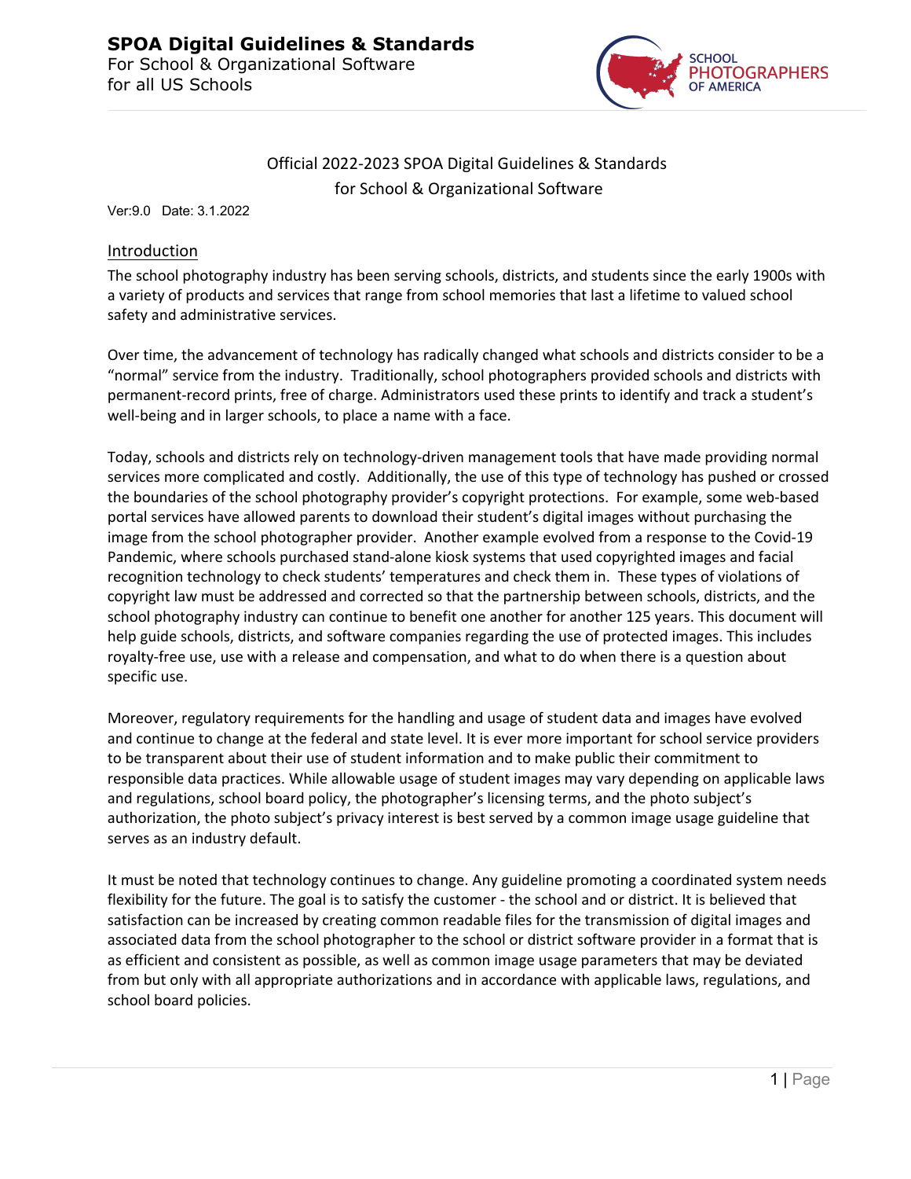# Official 2022-2023 SPOA Digital Guidelines & Standards for School & Organizational Software

Ver:9.0 Date: 3.1.2022

## Introduction

The school photography industry has been serving schools, districts, and students since the early 1900s with a variety of products and services that range from school memories that last a lifetime to valued school safety and administrative services.

Over time, the advancement of technology has radically changed what schools and districts consider to be a "normal" service from the industry. Traditionally, school photographers provided schools and districts with permanent-record prints, free of charge. Administrators used these prints to identify and track a student's well-being and in larger schools, to place a name with a face.

Today, schools and districts rely on technology-driven management tools that have made providing normal services more complicated and costly. Additionally, the use of this type of technology has pushed or crossed the boundaries of the school photography provider's copyright protections. For example, some web-based portal services have allowed parents to download their student's digital images without purchasing the image from the school photographer provider. Another example evolved from a response to the Covid-19 Pandemic, where schools purchased stand-alone kiosk systems that used copyrighted images and facial recognition technology to check students' temperatures and check them in. These types of violations of copyright law must be addressed and corrected so that the partnership between schools, districts, and the school photography industry can continue to benefit one another for another 125 years. This document will help guide schools, districts, and software companies regarding the use of protected images. This includes royalty-free use, use with a release and compensation, and what to do when there is a question about specific use.

Moreover, regulatory requirements for the handling and usage of student data and images have evolved and continue to change at the federal and state level. It is ever more important for school service providers to be transparent about their use of student information and to make public their commitment to responsible data practices. While allowable usage of student images may vary depending on applicable laws and regulations, school board policy, the photographer's licensing terms, and the photo subject's authorization, the photo subject's privacy interest is best served by a common image usage guideline that serves as an industry default.

It must be noted that technology continues to change. Any guideline promoting a coordinated system needs flexibility for the future. The goal is to satisfy the customer - the school and or district. It is believed that satisfaction can be increased by creating common readable files for the transmission of digital images and associated data from the school photographer to the school or district software provider in a format that is as efficient and consistent as possible, as well as common image usage parameters that may be deviated from but only with all appropriate authorizations and in accordance with applicable laws, regulations, and school board policies.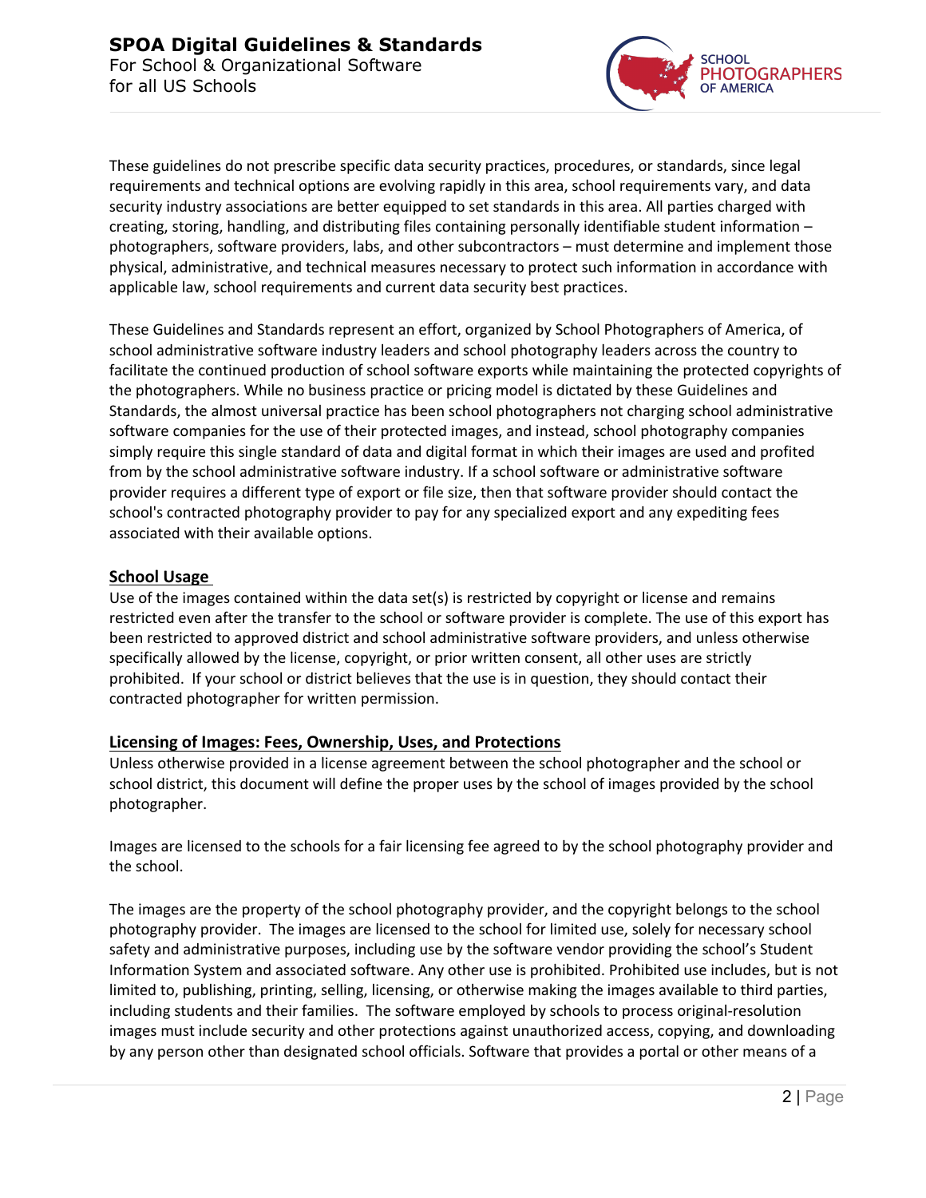These guidelines do not prescribe specific data security practices, procedures, or standards, since legal requirements and technical options are evolving rapidly in this area, school requirements vary, and data security industry associations are better equipped to set standards in this area. All parties charged with creating, storing, handling, and distributing files containing personally identifiable student information – photographers, software providers, labs, and other subcontractors – must determine and implement those physical, administrative, and technical measures necessary to protect such information in accordance with applicable law, school requirements and current data security best practices.

These Guidelines and Standards represent an effort, organized by School Photographers of America, of school administrative software industry leaders and school photography leaders across the country to facilitate the continued production of school software exports while maintaining the protected copyrights of the photographers. While no business practice or pricing model is dictated by these Guidelines and Standards, the almost universal practice has been school photographers not charging school administrative software companies for the use of their protected images, and instead, school photography companies simply require this single standard of data and digital format in which their images are used and profited from by the school administrative software industry. If a school software or administrative software provider requires a different type of export or file size, then that software provider should contact the school's contracted photography provider to pay for any specialized export and any expediting fees associated with their available options.

## School Usage

Use of the images contained within the data set(s) is restricted by copyright or license and remains restricted even after the transfer to the school or software provider is complete. The use of this export has been restricted to approved district and school administrative software providers, and unless otherwise specifically allowed by the license, copyright, or prior written consent, all other uses are strictly prohibited. If your school or district believes that the use is in question, they should contact their contracted photographer for written permission.

## Licensing of Images: Fees, Ownership, Uses, and Protections

Unless otherwise provided in a license agreement between the school photographer and the school or school district, this document will define the proper uses by the school of images provided by the school photographer.

Images are licensed to the schools for a fair licensing fee agreed to by the school photography provider and the school.

The images are the property of the school photography provider, and the copyright belongs to the school photography provider. The images are licensed to the school for limited use, solely for necessary school safety and administrative purposes, including use by the software vendor providing the school's Student Information System and associated software. Any other use is prohibited. Prohibited use includes, but is not limited to, publishing, printing, selling, licensing, or otherwise making the images available to third parties, including students and their families. The software employed by schools to process original-resolution images must include security and other protections against unauthorized access, copying, and downloading by any person other than designated school officials. Software that provides a portal or other means of a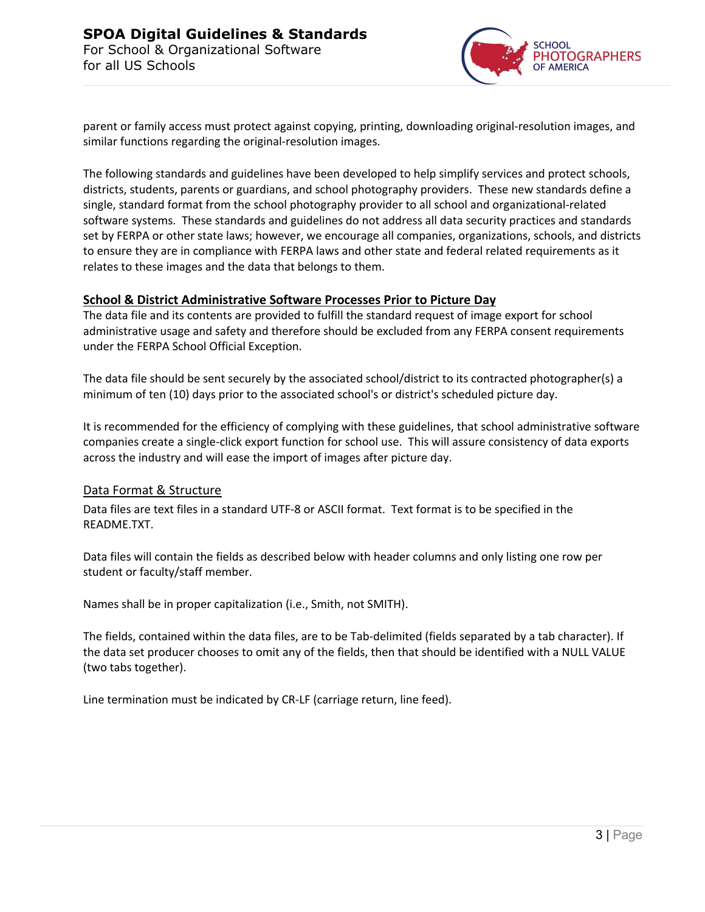parent or family access must protect against copying, printing, downloading original-resolution images, and similar functions regarding the original-resolution images.

The following standards and guidelines have been developed to help simplify services and protect schools, districts, students, parents or guardians, and school photography providers. These new standards define a single, standard format from the school photography provider to all school and organizational-related software systems. These standards and guidelines do not address all data security practices and standards set by FERPA or other state laws; however, we encourage all companies, organizations, schools, and districts to ensure they are in compliance with FERPA laws and other state and federal related requirements as it relates to these images and the data that belongs to them.

## School & District Administrative Software Processes Prior to Picture Day

The data file and its contents are provided to fulfill the standard request of image export for school administrative usage and safety and therefore should be excluded from any FERPA consent requirements under the FERPA School Official Exception.

The data file should be sent securely by the associated school/district to its contracted photographer(s) a minimum of ten (10) days prior to the associated school's or district's scheduled picture day.

It is recommended for the efficiency of complying with these guidelines, that school administrative software companies create a single-click export function for school use. This will assure consistency of data exports across the industry and will ease the import of images after picture day.

### Data Format & Structure

Data files are text files in a standard UTF-8 or ASCII format. Text format is to be specified in the README.TXT.

Data files will contain the fields as described below with header columns and only listing one row per student or faculty/staff member.

Names shall be in proper capitalization (i.e., Smith, not SMITH).

The fields, contained within the data files, are to be Tab-delimited (fields separated by a tab character). If the data set producer chooses to omit any of the fields, then that should be identified with a NULL VALUE (two tabs together).

Line termination must be indicated by CR-LF (carriage return, line feed).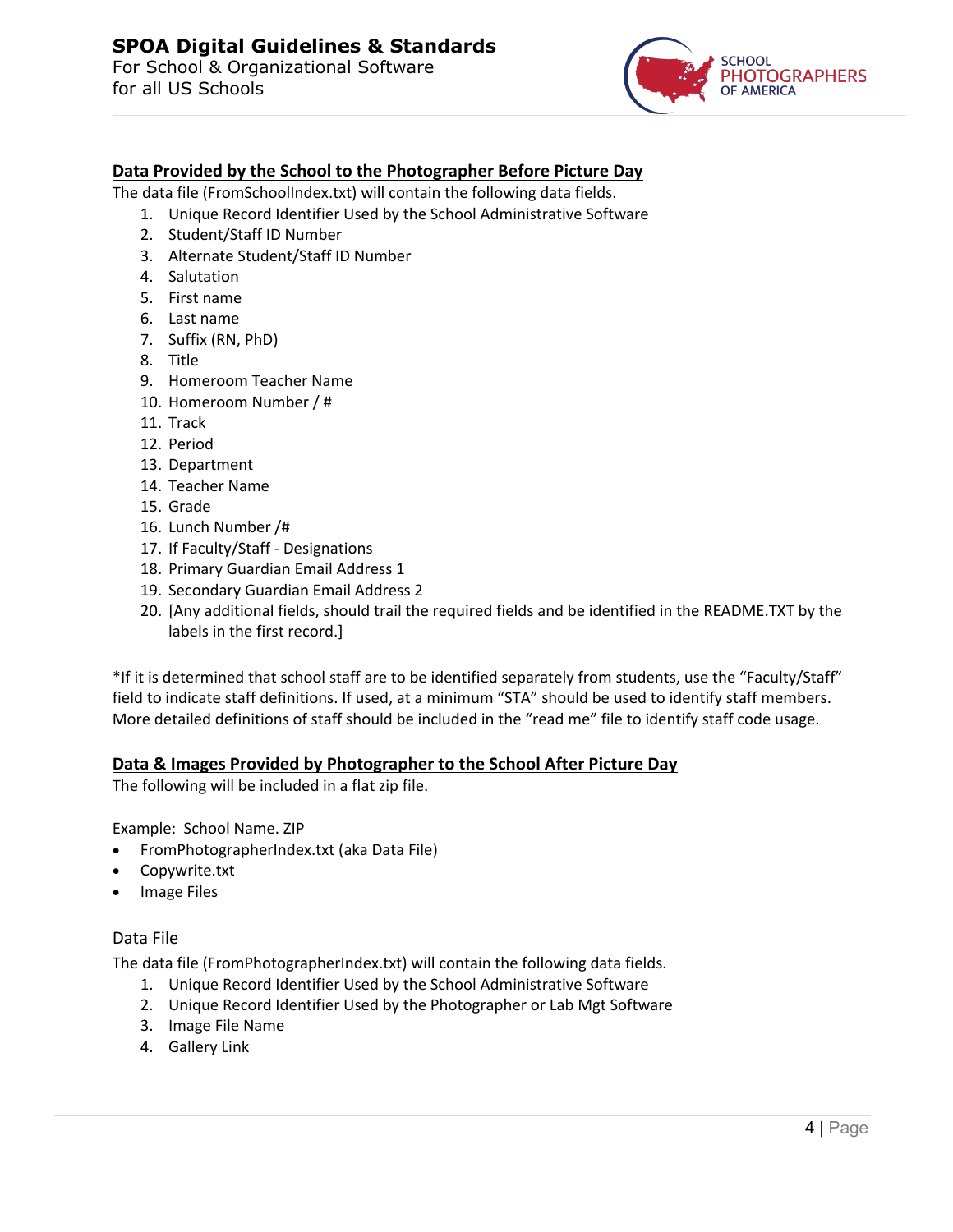## Data Provided by the School to the Photographer Before Picture Day

The data file (FromSchoolIndex.txt) will contain the following data fields.

1. Unique Record Identifier Used by the School Administrative Software
2. Student/Staff ID Number
3. Alternate Student/Staff ID Number
4. Salutation
5. First name
6. Last name
7. Suffix (RN, PhD)
8. Title
9. Homeroom Teacher Name
10. Homeroom Number / #
11. Track
12. Period
13. Department
14. Teacher Name
15. Grade
16. Lunch Number /#
17. If Faculty/Staff - Designations
18. Primary Guardian Email Address 1
19. Secondary Guardian Email Address 2
20. [Any additional fields, should trail the required fields and be identified in the README.TXT by the labels in the first record.]

*If it is determined that school staff are to be identified separately from students, use the "Faculty/Staff" field to indicate staff definitions. If used, at a minimum "STA" should be used to identify staff members. More detailed definitions of staff should be included in the "read me" file to identify staff code usage.

## Data & Images Provided by Photographer to the School After Picture Day

The following will be included in a flat zip file.

Example: School Name. ZIP

- FromPhotographerIndex.txt (aka Data File)
- Copywrite.txt
- Image Files

### Data File

The data file (FromPhotographerIndex.txt) will contain the following data fields.

1. Unique Record Identifier Used by the School Administrative Software
2. Unique Record Identifier Used by the Photographer or Lab Mgt Software
3. Image File Name
4. Gallery Link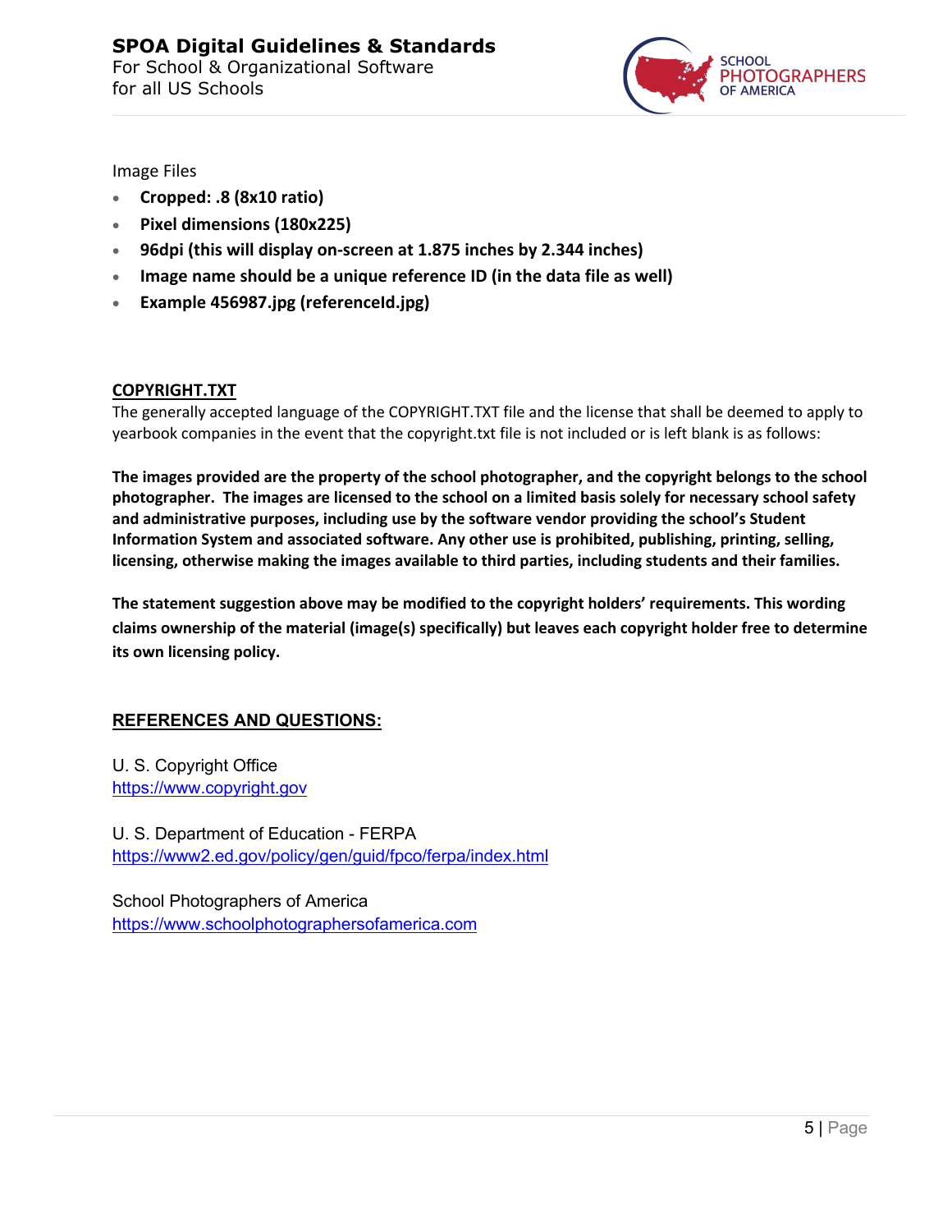Image Files

- **Cropped: .8 (8x10 ratio)**
- **Pixel dimensions (180x225)**
- **96dpi (this will display on-screen at 1.875 inches by 2.344 inches)**
- **Image name should be a unique reference ID (in the data file as well)**
- **Example 456987.jpg (referenceId.jpg)**

## COPYRIGHT.TXT

The generally accepted language of the COPYRIGHT.TXT file and the license that shall be deemed to apply to yearbook companies in the event that the copyright.txt file is not included or is left blank is as follows:

**The images provided are the property of the school photographer, and the copyright belongs to the school photographer. The images are licensed to the school on a limited basis solely for necessary school safety and administrative purposes, including use by the software vendor providing the school's Student Information System and associated software. Any other use is prohibited, publishing, printing, selling, licensing, otherwise making the images available to third parties, including students and their families.**

**The statement suggestion above may be modified to the copyright holders' requirements. This wording claims ownership of the material (image(s) specifically) but leaves each copyright holder free to determine its own licensing policy.**

## REFERENCES AND QUESTIONS:

U. S. Copyright Office
https://www.copyright.gov

U. S. Department of Education - FERPA
https://www2.ed.gov/policy/gen/guid/fpco/ferpa/index.html

School Photographers of America
https://www.schoolphotographersofamerica.com